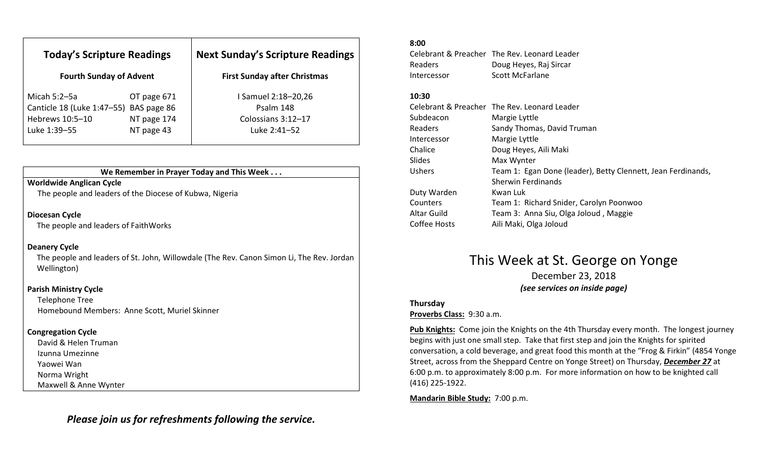| Today's Scripture Readings | | Next Sunday's Scripture Readings |
|---|---|---|
| **Fourth Sunday of Advent** | | **First Sunday after Christmas** |
| Micah 5:2–5a | OT page 671 | I Samuel 2:18–20,26 |
| Canticle 18 (Luke 1:47–55) | BAS page 86 | Psalm 148 |
| Hebrews 10:5–10 | NT page 174 | Colossians 3:12–17 |
| Luke 1:39–55 | NT page 43 | Luke 2:41–52 |

**We Remember in Prayer Today and This Week . . .**

**Worldwide Anglican Cycle**
The people and leaders of the Diocese of Kubwa, Nigeria

**Diocesan Cycle**
The people and leaders of FaithWorks

**Deanery Cycle**
The people and leaders of St. John, Willowdale (The Rev. Canon Simon Li, The Rev. Jordan Wellington)

**Parish Ministry Cycle**
Telephone Tree
Homebound Members: Anne Scott, Muriel Skinner

**Congregation Cycle**
David & Helen Truman
Izunna Umezinne
Yaowei Wan
Norma Wright
Maxwell & Anne Wynter

***Please join us for refreshments following the service.***

**8:00**

| | |
|---|---|
| Celebrant & Preacher | The Rev. Leonard Leader |
| Readers | Doug Heyes, Raj Sircar |
| Intercessor | Scott McFarlane |

**10:30**

| | |
|---|---|
| Celebrant & Preacher | The Rev. Leonard Leader |
| Subdeacon | Margie Lyttle |
| Readers | Sandy Thomas, David Truman |
| Intercessor | Margie Lyttle |
| Chalice | Doug Heyes, Aili Maki |
| Slides | Max Wynter |
| Ushers | Team 1: Egan Done (leader), Betty Clennett, Jean Ferdinands, Sherwin Ferdinands |
| Duty Warden | Kwan Luk |
| Counters | Team 1: Richard Snider, Carolyn Poonwoo |
| Altar Guild | Team 3: Anna Siu, Olga Joloud , Maggie |
| Coffee Hosts | Aili Maki, Olga Joloud |

# This Week at St. George on Yonge

December 23, 2018
***(see services on inside page)***

**Thursday**

**Proverbs Class:** 9:30 a.m.

**Pub Knights:** Come join the Knights on the 4th Thursday every month. The longest journey begins with just one small step. Take that first step and join the Knights for spirited conversation, a cold beverage, and great food this month at the "Frog & Firkin" (4854 Yonge Street, across from the Sheppard Centre on Yonge Street) on Thursday, ***December 27*** at 6:00 p.m. to approximately 8:00 p.m. For more information on how to be knighted call (416) 225-1922.

**Mandarin Bible Study:** 7:00 p.m.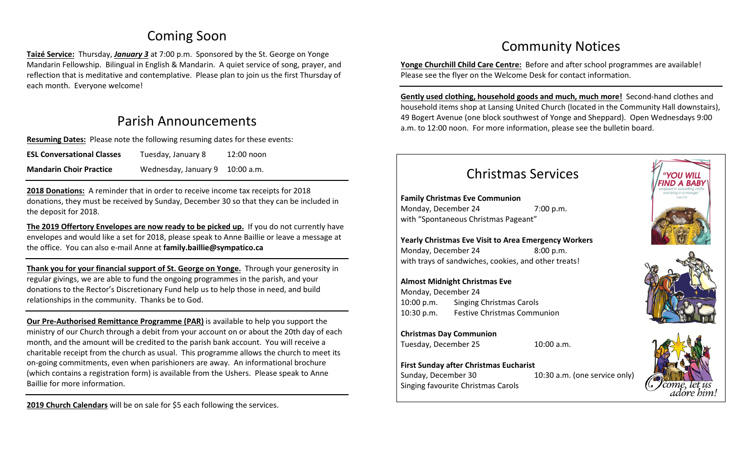## Coming Soon

**Taizé Service:** Thursday, ***January 3*** at 7:00 p.m. Sponsored by the St. George on Yonge Mandarin Fellowship. Bilingual in English & Mandarin. A quiet service of song, prayer, and reflection that is meditative and contemplative. Please plan to join us the first Thursday of each month. Everyone welcome!

## Parish Announcements

**Resuming Dates:** Please note the following resuming dates for these events:

| | | |
|---|---|---|
| **ESL Conversational Classes** | Tuesday, January 8 | 12:00 noon |
| **Mandarin Choir Practice** | Wednesday, January 9 | 10:00 a.m. |

**2018 Donations:** A reminder that in order to receive income tax receipts for 2018 donations, they must be received by Sunday, December 30 so that they can be included in the deposit for 2018.

**The 2019 Offertory Envelopes are now ready to be picked up.** If you do not currently have envelopes and would like a set for 2018, please speak to Anne Baillie or leave a message at the office. You can also e-mail Anne at **family.baillie@sympatico.ca**

**Thank you for your financial support of St. George on Yonge.** Through your generosity in regular givings, we are able to fund the ongoing programmes in the parish, and your donations to the Rector's Discretionary Fund help us to help those in need, and build relationships in the community. Thanks be to God.

**Our Pre-Authorised Remittance Programme (PAR)** is available to help you support the ministry of our Church through a debit from your account on or about the 20th day of each month, and the amount will be credited to the parish bank account. You will receive a charitable receipt from the church as usual. This programme allows the church to meet its on-going commitments, even when parishioners are away. An informational brochure (which contains a registration form) is available from the Ushers. Please speak to Anne Baillie for more information.

**2019 Church Calendars** will be on sale for $5 each following the services.

## Community Notices

**Yonge Churchill Child Care Centre:** Before and after school programmes are available! Please see the flyer on the Welcome Desk for contact information.

**Gently used clothing, household goods and much, much more!** Second-hand clothes and household items shop at Lansing United Church (located in the Community Hall downstairs), 49 Bogert Avenue (one block southwest of Yonge and Sheppard). Open Wednesdays 9:00 a.m. to 12:00 noon. For more information, please see the bulletin board.

## Christmas Services

**Family Christmas Eve Communion**
Monday, December 24 — 7:00 p.m.
with "Spontaneous Christmas Pageant"

**Yearly Christmas Eve Visit to Area Emergency Workers**
Monday, December 24 — 8:00 p.m.
with trays of sandwiches, cookies, and other treats!

**Almost Midnight Christmas Eve**
Monday, December 24
10:00 p.m. — Singing Christmas Carols
10:30 p.m. — Festive Christmas Communion

**Christmas Day Communion**
Tuesday, December 25 — 10:00 a.m.

**First Sunday after Christmas Eucharist**
Sunday, December 30 — 10:30 a.m. (one service only)
Singing favourite Christmas Carols